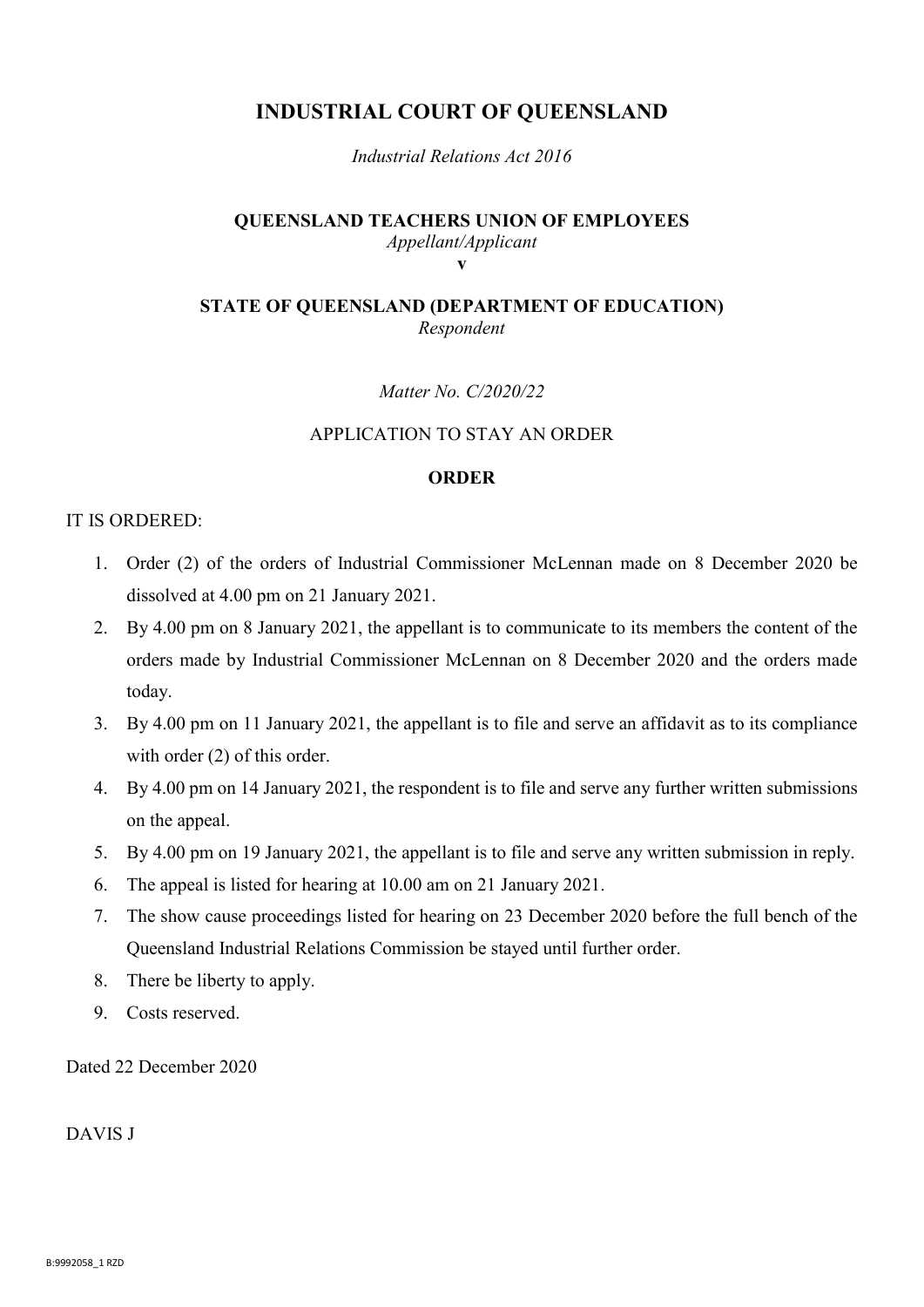# INDUSTRIAL COURT OF QUEENSLAND

*Industrial Relations Act 2016*

**QUEENSLAND TEACHERS UNION OF EMPLOYEES**
*Appellant/Applicant*
**v**

**STATE OF QUEENSLAND (DEPARTMENT OF EDUCATION)**
*Respondent*

*Matter No. C/2020/22*

APPLICATION TO STAY AN ORDER

**ORDER**

IT IS ORDERED:

1. Order (2) of the orders of Industrial Commissioner McLennan made on 8 December 2020 be dissolved at 4.00 pm on 21 January 2021.
2. By 4.00 pm on 8 January 2021, the appellant is to communicate to its members the content of the orders made by Industrial Commissioner McLennan on 8 December 2020 and the orders made today.
3. By 4.00 pm on 11 January 2021, the appellant is to file and serve an affidavit as to its compliance with order (2) of this order.
4. By 4.00 pm on 14 January 2021, the respondent is to file and serve any further written submissions on the appeal.
5. By 4.00 pm on 19 January 2021, the appellant is to file and serve any written submission in reply.
6. The appeal is listed for hearing at 10.00 am on 21 January 2021.
7. The show cause proceedings listed for hearing on 23 December 2020 before the full bench of the Queensland Industrial Relations Commission be stayed until further order.
8. There be liberty to apply.
9. Costs reserved.

Dated 22 December 2020

DAVIS J

B:9992058_1 RZD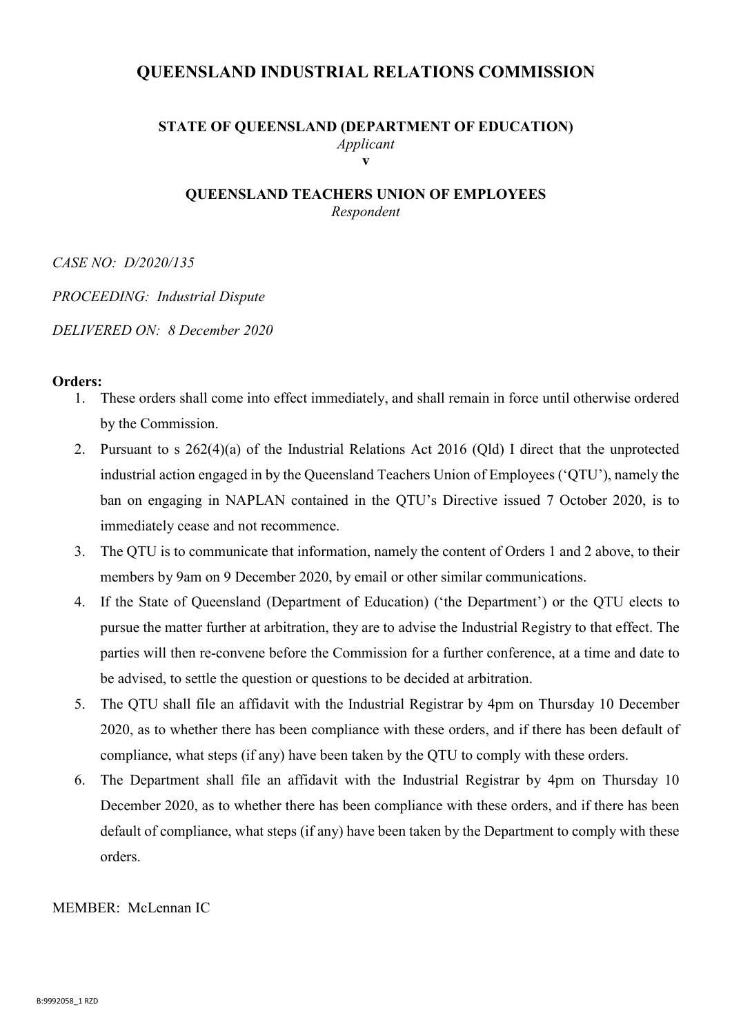# QUEENSLAND INDUSTRIAL RELATIONS COMMISSION

**STATE OF QUEENSLAND (DEPARTMENT OF EDUCATION)**
*Applicant*
**v**

**QUEENSLAND TEACHERS UNION OF EMPLOYEES**
*Respondent*

*CASE NO: D/2020/135*

*PROCEEDING: Industrial Dispute*

*DELIVERED ON: 8 December 2020*

**Orders:**

1. These orders shall come into effect immediately, and shall remain in force until otherwise ordered by the Commission.
2. Pursuant to s 262(4)(a) of the Industrial Relations Act 2016 (Qld) I direct that the unprotected industrial action engaged in by the Queensland Teachers Union of Employees ('QTU'), namely the ban on engaging in NAPLAN contained in the QTU's Directive issued 7 October 2020, is to immediately cease and not recommence.
3. The QTU is to communicate that information, namely the content of Orders 1 and 2 above, to their members by 9am on 9 December 2020, by email or other similar communications.
4. If the State of Queensland (Department of Education) ('the Department') or the QTU elects to pursue the matter further at arbitration, they are to advise the Industrial Registry to that effect. The parties will then re-convene before the Commission for a further conference, at a time and date to be advised, to settle the question or questions to be decided at arbitration.
5. The QTU shall file an affidavit with the Industrial Registrar by 4pm on Thursday 10 December 2020, as to whether there has been compliance with these orders, and if there has been default of compliance, what steps (if any) have been taken by the QTU to comply with these orders.
6. The Department shall file an affidavit with the Industrial Registrar by 4pm on Thursday 10 December 2020, as to whether there has been compliance with these orders, and if there has been default of compliance, what steps (if any) have been taken by the Department to comply with these orders.

MEMBER: McLennan IC

B:9992058_1 RZD